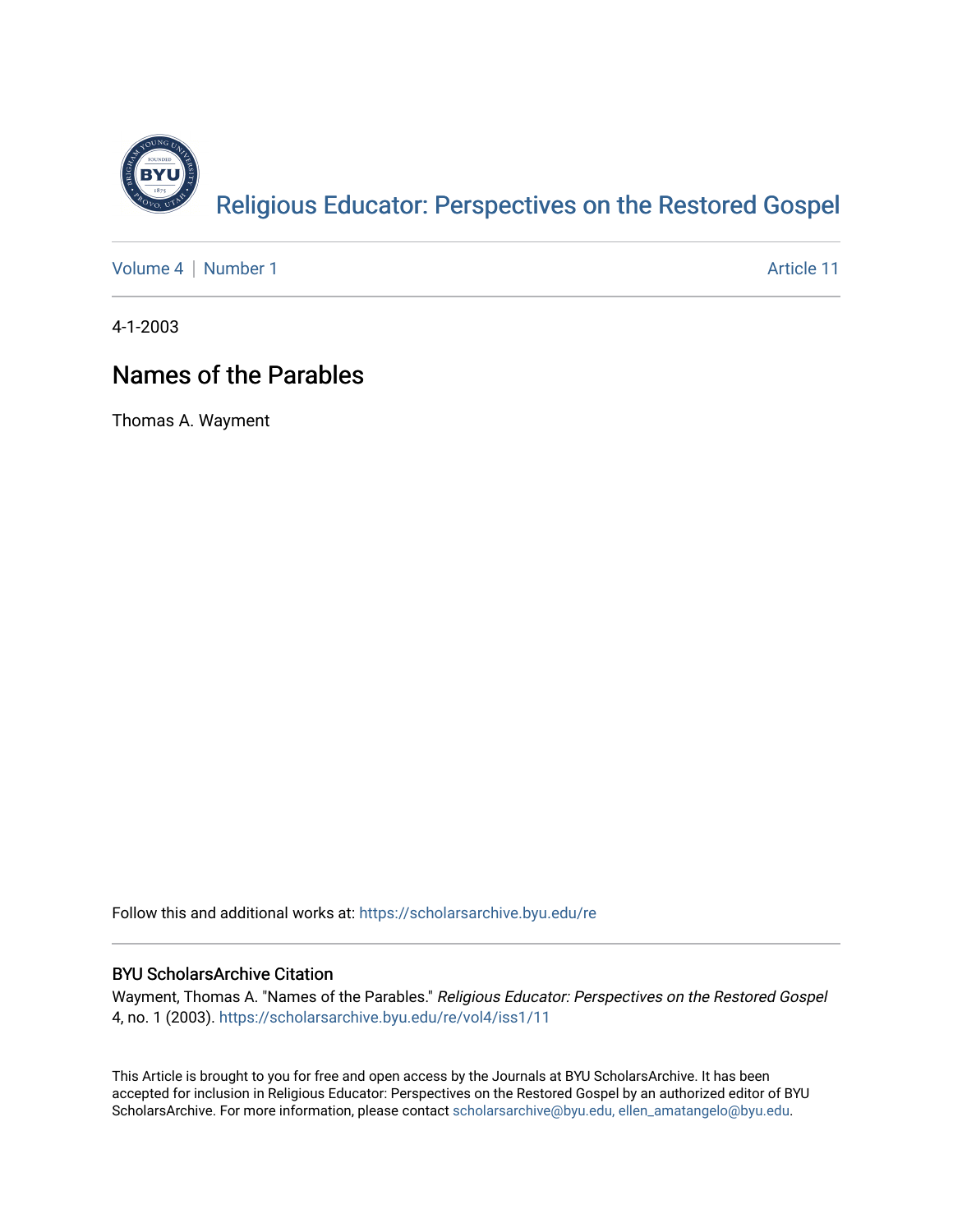Religious Educator: Perspectives on the Restored Gospel

Volume 4 | Number 1 Article 11

4-1-2003

# Names of the Parables

Thomas A. Wayment

Follow this and additional works at: https://scholarsarchive.byu.edu/re

## BYU ScholarsArchive Citation

Wayment, Thomas A. "Names of the Parables." *Religious Educator: Perspectives on the Restored Gospel* 4, no. 1 (2003). https://scholarsarchive.byu.edu/re/vol4/iss1/11

This Article is brought to you for free and open access by the Journals at BYU ScholarsArchive. It has been accepted for inclusion in Religious Educator: Perspectives on the Restored Gospel by an authorized editor of BYU ScholarsArchive. For more information, please contact scholarsarchive@byu.edu, ellen_amatangelo@byu.edu.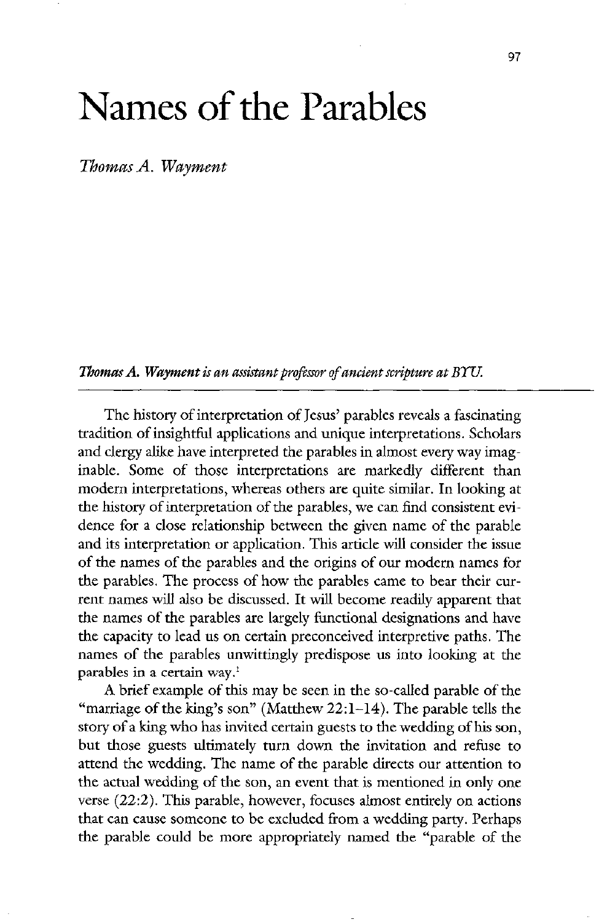# Names of the Parables

*Thomas A. Wayment*

***Thomas A. Wayment** is an assistant professor of ancient scripture at BYU.*

The history of interpretation of Jesus' parables reveals a fascinating tradition of insightful applications and unique interpretations. Scholars and clergy alike have interpreted the parables in almost every way imaginable. Some of those interpretations are markedly different than modern interpretations, whereas others are quite similar. In looking at the history of interpretation of the parables, we can find consistent evidence for a close relationship between the given name of the parable and its interpretation or application. This article will consider the issue of the names of the parables and the origins of our modern names for the parables. The process of how the parables came to bear their current names will also be discussed. It will become readily apparent that the names of the parables are largely functional designations and have the capacity to lead us on certain preconceived interpretive paths. The names of the parables unwittingly predispose us into looking at the parables in a certain way.[1]

A brief example of this may be seen in the so-called parable of the "marriage of the king's son" (Matthew 22:1–14). The parable tells the story of a king who has invited certain guests to the wedding of his son, but those guests ultimately turn down the invitation and refuse to attend the wedding. The name of the parable directs our attention to the actual wedding of the son, an event that is mentioned in only one verse (22:2). This parable, however, focuses almost entirely on actions that can cause someone to be excluded from a wedding party. Perhaps the parable could be more appropriately named the "parable of the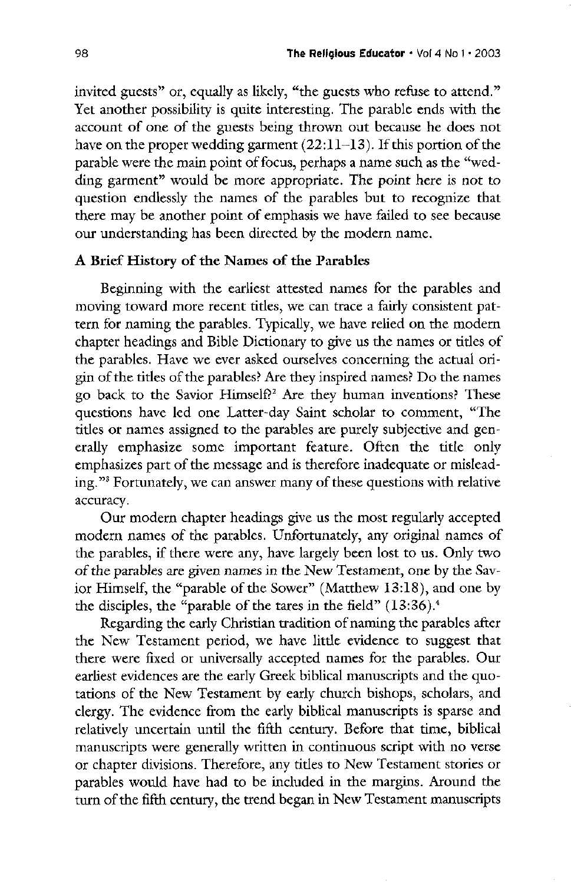invited guests" or, equally as likely, "the guests who refuse to attend." Yet another possibility is quite interesting. The parable ends with the account of one of the guests being thrown out because he does not have on the proper wedding garment (22:11–13). If this portion of the parable were the main point of focus, perhaps a name such as the "wedding garment" would be more appropriate. The point here is not to question endlessly the names of the parables but to recognize that there may be another point of emphasis we have failed to see because our understanding has been directed by the modern name.

### A Brief History of the Names of the Parables

Beginning with the earliest attested names for the parables and moving toward more recent titles, we can trace a fairly consistent pattern for naming the parables. Typically, we have relied on the modern chapter headings and Bible Dictionary to give us the names or titles of the parables. Have we ever asked ourselves concerning the actual origin of the titles of the parables? Are they inspired names? Do the names go back to the Savior Himself?[2] Are they human inventions? These questions have led one Latter-day Saint scholar to comment, "The titles or names assigned to the parables are purely subjective and generally emphasize some important feature. Often the title only emphasizes part of the message and is therefore inadequate or misleading."[3] Fortunately, we can answer many of these questions with relative accuracy.

Our modern chapter headings give us the most regularly accepted modern names of the parables. Unfortunately, any original names of the parables, if there were any, have largely been lost to us. Only two of the parables are given names in the New Testament, one by the Savior Himself, the "parable of the Sower" (Matthew 13:18), and one by the disciples, the "parable of the tares in the field" (13:36).[4]

Regarding the early Christian tradition of naming the parables after the New Testament period, we have little evidence to suggest that there were fixed or universally accepted names for the parables. Our earliest evidences are the early Greek biblical manuscripts and the quotations of the New Testament by early church bishops, scholars, and clergy. The evidence from the early biblical manuscripts is sparse and relatively uncertain until the fifth century. Before that time, biblical manuscripts were generally written in continuous script with no verse or chapter divisions. Therefore, any titles to New Testament stories or parables would have had to be included in the margins. Around the turn of the fifth century, the trend began in New Testament manuscripts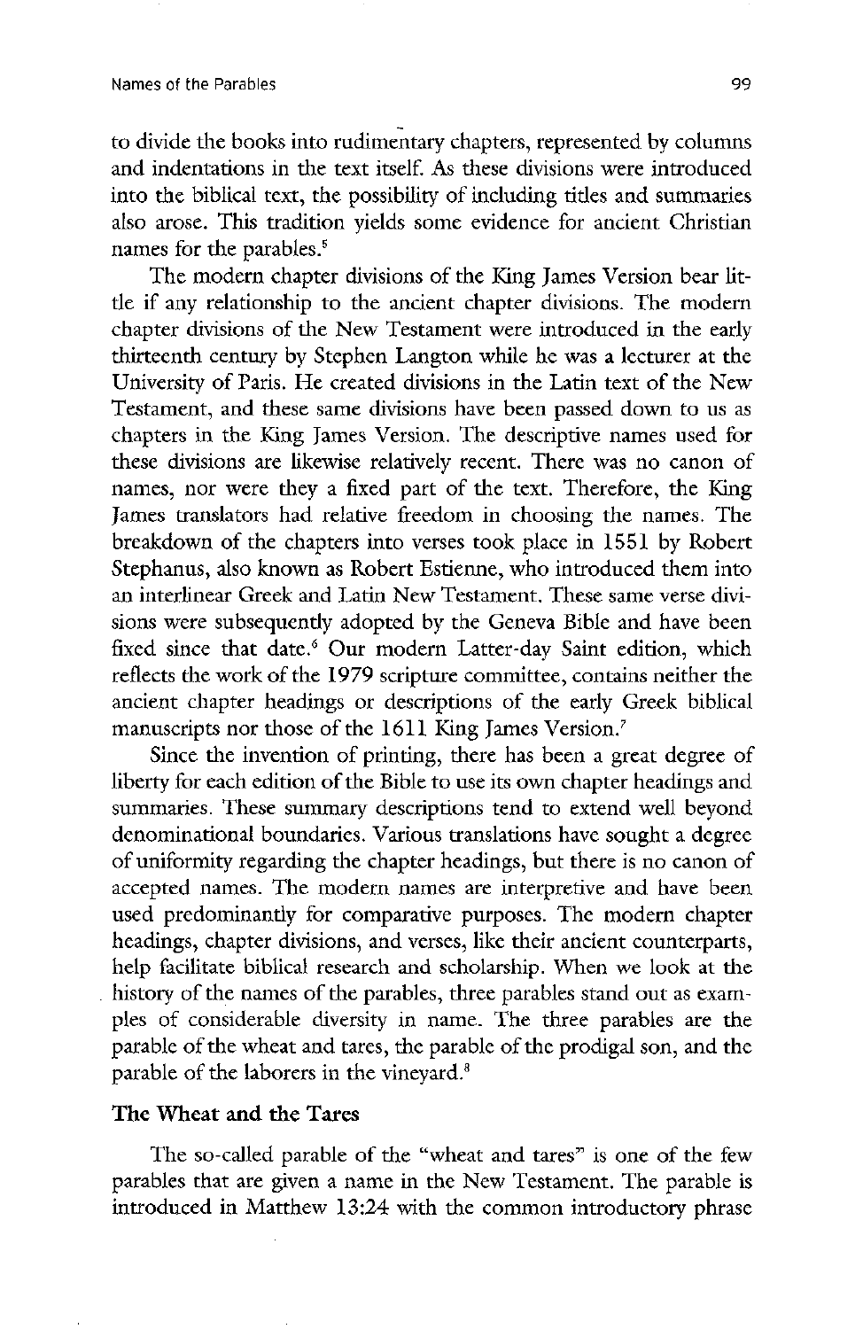to divide the books into rudimentary chapters, represented by columns and indentations in the text itself. As these divisions were introduced into the biblical text, the possibility of including titles and summaries also arose. This tradition yields some evidence for ancient Christian names for the parables.[5]

The modern chapter divisions of the King James Version bear little if any relationship to the ancient chapter divisions. The modern chapter divisions of the New Testament were introduced in the early thirteenth century by Stephen Langton while he was a lecturer at the University of Paris. He created divisions in the Latin text of the New Testament, and these same divisions have been passed down to us as chapters in the King James Version. The descriptive names used for these divisions are likewise relatively recent. There was no canon of names, nor were they a fixed part of the text. Therefore, the King James translators had relative freedom in choosing the names. The breakdown of the chapters into verses took place in 1551 by Robert Stephanus, also known as Robert Estienne, who introduced them into an interlinear Greek and Latin New Testament. These same verse divisions were subsequently adopted by the Geneva Bible and have been fixed since that date.[6] Our modern Latter-day Saint edition, which reflects the work of the 1979 scripture committee, contains neither the ancient chapter headings or descriptions of the early Greek biblical manuscripts nor those of the 1611 King James Version.[7]

Since the invention of printing, there has been a great degree of liberty for each edition of the Bible to use its own chapter headings and summaries. These summary descriptions tend to extend well beyond denominational boundaries. Various translations have sought a degree of uniformity regarding the chapter headings, but there is no canon of accepted names. The modern names are interpretive and have been used predominantly for comparative purposes. The modern chapter headings, chapter divisions, and verses, like their ancient counterparts, help facilitate biblical research and scholarship. When we look at the history of the names of the parables, three parables stand out as examples of considerable diversity in name. The three parables are the parable of the wheat and tares, the parable of the prodigal son, and the parable of the laborers in the vineyard.[8]

## The Wheat and the Tares

The so-called parable of the "wheat and tares" is one of the few parables that are given a name in the New Testament. The parable is introduced in Matthew 13:24 with the common introductory phrase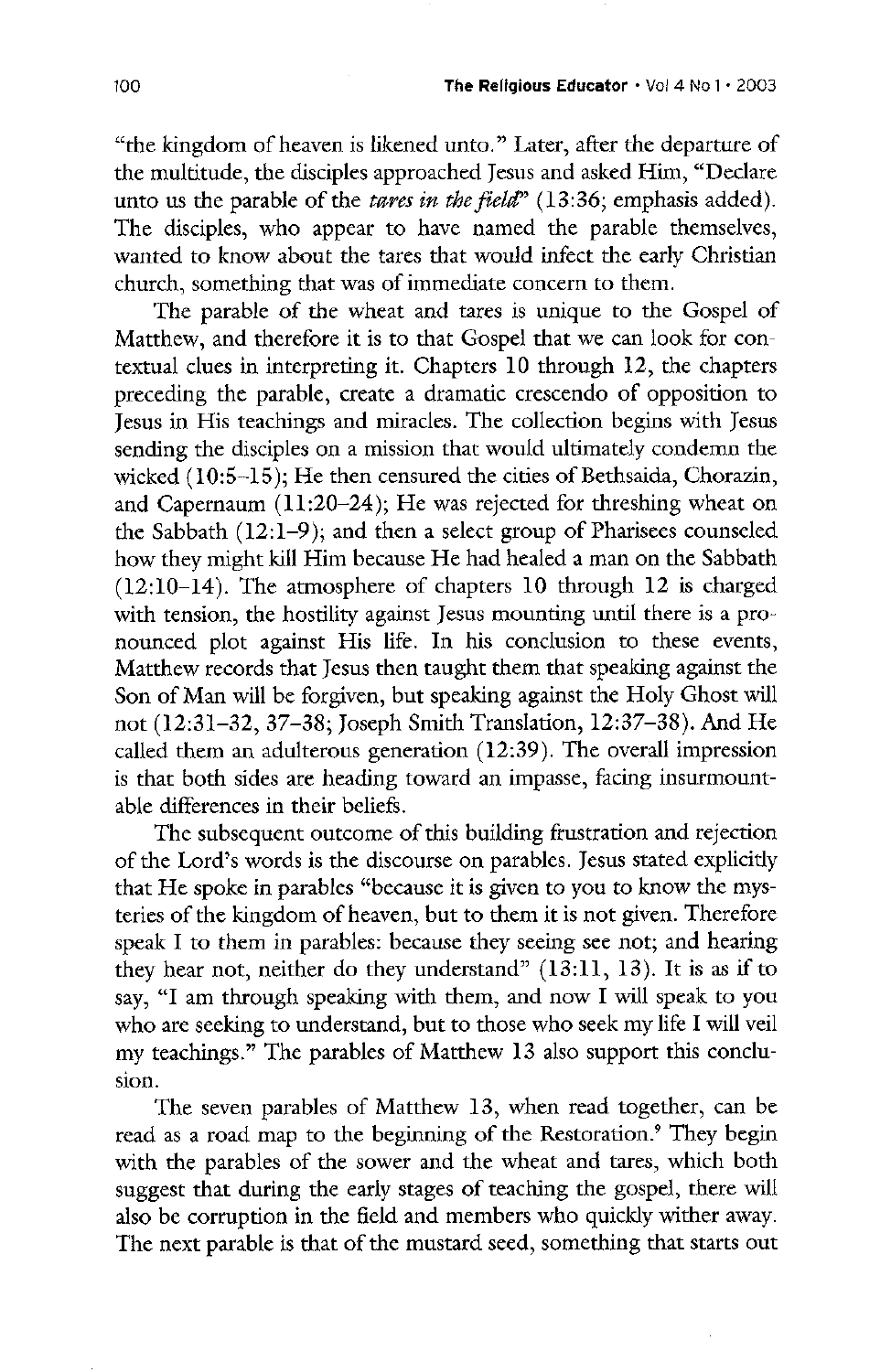"the kingdom of heaven is likened unto." Later, after the departure of the multitude, the disciples approached Jesus and asked Him, "Declare unto us the parable of the *tares in the field*" (13:36; emphasis added). The disciples, who appear to have named the parable themselves, wanted to know about the tares that would infect the early Christian church, something that was of immediate concern to them.

The parable of the wheat and tares is unique to the Gospel of Matthew, and therefore it is to that Gospel that we can look for contextual clues in interpreting it. Chapters 10 through 12, the chapters preceding the parable, create a dramatic crescendo of opposition to Jesus in His teachings and miracles. The collection begins with Jesus sending the disciples on a mission that would ultimately condemn the wicked (10:5–15); He then censured the cities of Bethsaida, Chorazin, and Capernaum (11:20–24); He was rejected for threshing wheat on the Sabbath (12:1–9); and then a select group of Pharisees counseled how they might kill Him because He had healed a man on the Sabbath (12:10–14). The atmosphere of chapters 10 through 12 is charged with tension, the hostility against Jesus mounting until there is a pronounced plot against His life. In his conclusion to these events, Matthew records that Jesus then taught them that speaking against the Son of Man will be forgiven, but speaking against the Holy Ghost will not (12:31–32, 37–38; Joseph Smith Translation, 12:37–38). And He called them an adulterous generation (12:39). The overall impression is that both sides are heading toward an impasse, facing insurmountable differences in their beliefs.

The subsequent outcome of this building frustration and rejection of the Lord's words is the discourse on parables. Jesus stated explicitly that He spoke in parables "because it is given to you to know the mysteries of the kingdom of heaven, but to them it is not given. Therefore speak I to them in parables: because they seeing see not; and hearing they hear not, neither do they understand" (13:11, 13). It is as if to say, "I am through speaking with them, and now I will speak to you who are seeking to understand, but to those who seek my life I will veil my teachings." The parables of Matthew 13 also support this conclusion.

The seven parables of Matthew 13, when read together, can be read as a road map to the beginning of the Restoration.[9] They begin with the parables of the sower and the wheat and tares, which both suggest that during the early stages of teaching the gospel, there will also be corruption in the field and members who quickly wither away. The next parable is that of the mustard seed, something that starts out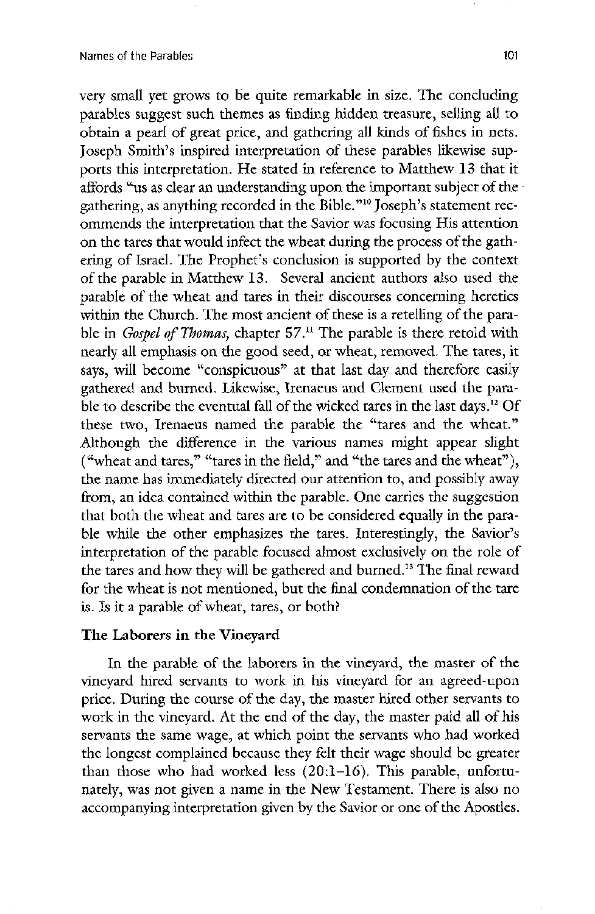very small yet grows to be quite remarkable in size. The concluding parables suggest such themes as finding hidden treasure, selling all to obtain a pearl of great price, and gathering all kinds of fishes in nets. Joseph Smith's inspired interpretation of these parables likewise supports this interpretation. He stated in reference to Matthew 13 that it affords "us as clear an understanding upon the important subject of the gathering, as anything recorded in the Bible."[10] Joseph's statement recommends the interpretation that the Savior was focusing His attention on the tares that would infect the wheat during the process of the gathering of Israel. The Prophet's conclusion is supported by the context of the parable in Matthew 13. Several ancient authors also used the parable of the wheat and tares in their discourses concerning heretics within the Church. The most ancient of these is a retelling of the parable in *Gospel of Thomas,* chapter 57.[11] The parable is there retold with nearly all emphasis on the good seed, or wheat, removed. The tares, it says, will become "conspicuous" at that last day and therefore easily gathered and burned. Likewise, Irenaeus and Clement used the parable to describe the eventual fall of the wicked tares in the last days.[12] Of these two, Irenaeus named the parable the "tares and the wheat." Although the difference in the various names might appear slight ("wheat and tares," "tares in the field," and "the tares and the wheat"), the name has immediately directed our attention to, and possibly away from, an idea contained within the parable. One carries the suggestion that both the wheat and tares are to be considered equally in the parable while the other emphasizes the tares. Interestingly, the Savior's interpretation of the parable focused almost exclusively on the role of the tares and how they will be gathered and burned.[13] The final reward for the wheat is not mentioned, but the final condemnation of the tare is. Is it a parable of wheat, tares, or both?

### The Laborers in the Vineyard

In the parable of the laborers in the vineyard, the master of the vineyard hired servants to work in his vineyard for an agreed-upon price. During the course of the day, the master hired other servants to work in the vineyard. At the end of the day, the master paid all of his servants the same wage, at which point the servants who had worked the longest complained because they felt their wage should be greater than those who had worked less (20:1–16). This parable, unfortunately, was not given a name in the New Testament. There is also no accompanying interpretation given by the Savior or one of the Apostles.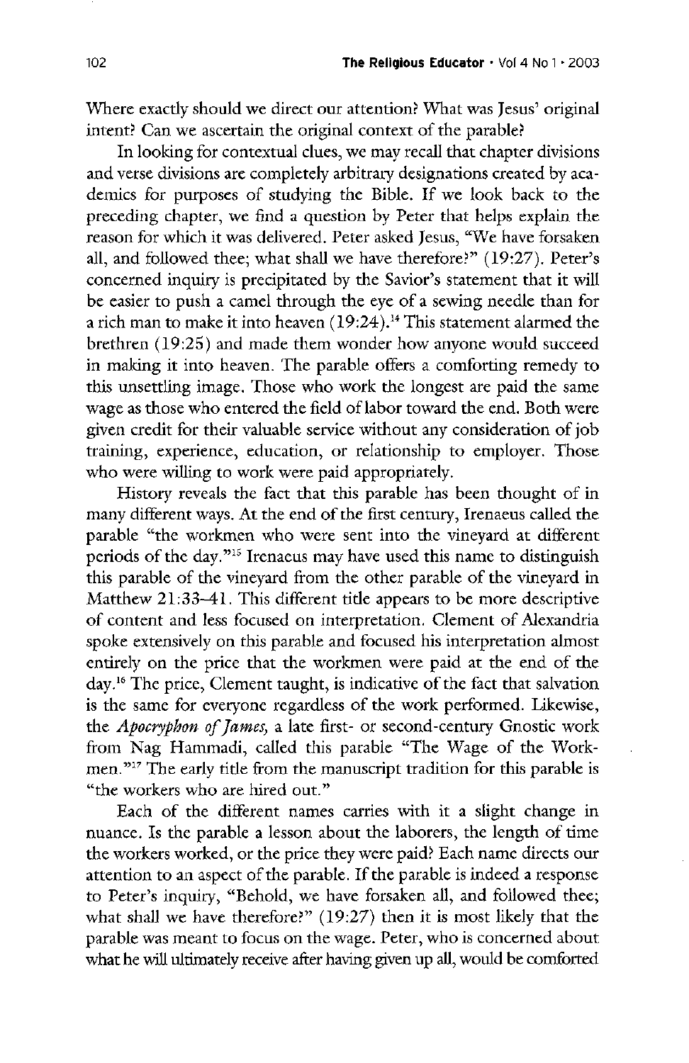Where exactly should we direct our attention? What was Jesus' original intent? Can we ascertain the original context of the parable?

In looking for contextual clues, we may recall that chapter divisions and verse divisions are completely arbitrary designations created by academics for purposes of studying the Bible. If we look back to the preceding chapter, we find a question by Peter that helps explain the reason for which it was delivered. Peter asked Jesus, "We have forsaken all, and followed thee; what shall we have therefore?" (19:27). Peter's concerned inquiry is precipitated by the Savior's statement that it will be easier to push a camel through the eye of a sewing needle than for a rich man to make it into heaven (19:24).[14] This statement alarmed the brethren (19:25) and made them wonder how anyone would succeed in making it into heaven. The parable offers a comforting remedy to this unsettling image. Those who work the longest are paid the same wage as those who entered the field of labor toward the end. Both were given credit for their valuable service without any consideration of job training, experience, education, or relationship to employer. Those who were willing to work were paid appropriately.

History reveals the fact that this parable has been thought of in many different ways. At the end of the first century, Irenaeus called the parable "the workmen who were sent into the vineyard at different periods of the day."[15] Irenaeus may have used this name to distinguish this parable of the vineyard from the other parable of the vineyard in Matthew 21:33–41. This different title appears to be more descriptive of content and less focused on interpretation. Clement of Alexandria spoke extensively on this parable and focused his interpretation almost entirely on the price that the workmen were paid at the end of the day.[16] The price, Clement taught, is indicative of the fact that salvation is the same for everyone regardless of the work performed. Likewise, the *Apocryphon of James,* a late first- or second-century Gnostic work from Nag Hammadi, called this parable "The Wage of the Workmen."[17] The early title from the manuscript tradition for this parable is "the workers who are hired out."

Each of the different names carries with it a slight change in nuance. Is the parable a lesson about the laborers, the length of time the workers worked, or the price they were paid? Each name directs our attention to an aspect of the parable. If the parable is indeed a response to Peter's inquiry, "Behold, we have forsaken all, and followed thee; what shall we have therefore?" (19:27) then it is most likely that the parable was meant to focus on the wage. Peter, who is concerned about what he will ultimately receive after having given up all, would be comforted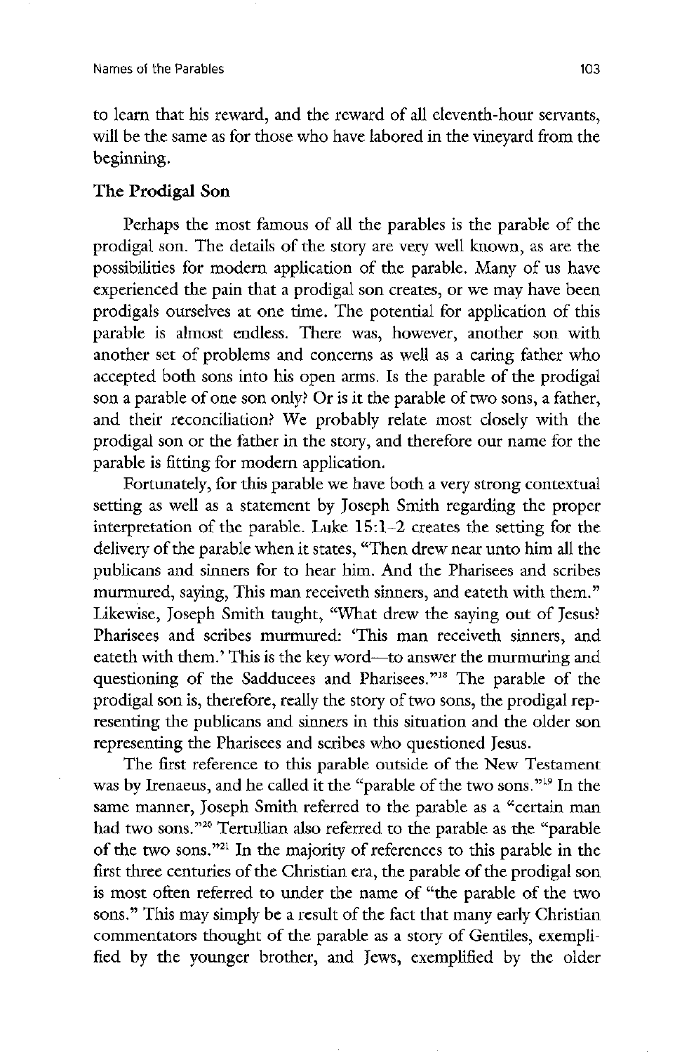to learn that his reward, and the reward of all eleventh-hour servants, will be the same as for those who have labored in the vineyard from the beginning.

### The Prodigal Son

Perhaps the most famous of all the parables is the parable of the prodigal son. The details of the story are very well known, as are the possibilities for modern application of the parable. Many of us have experienced the pain that a prodigal son creates, or we may have been prodigals ourselves at one time. The potential for application of this parable is almost endless. There was, however, another son with another set of problems and concerns as well as a caring father who accepted both sons into his open arms. Is the parable of the prodigal son a parable of one son only? Or is it the parable of two sons, a father, and their reconciliation? We probably relate most closely with the prodigal son or the father in the story, and therefore our name for the parable is fitting for modern application.

Fortunately, for this parable we have both a very strong contextual setting as well as a statement by Joseph Smith regarding the proper interpretation of the parable. Luke 15:1–2 creates the setting for the delivery of the parable when it states, "Then drew near unto him all the publicans and sinners for to hear him. And the Pharisees and scribes murmured, saying, This man receiveth sinners, and eateth with them." Likewise, Joseph Smith taught, "What drew the saying out of Jesus? Pharisees and scribes murmured: 'This man receiveth sinners, and eateth with them.' This is the key word—to answer the murmuring and questioning of the Sadducees and Pharisees."[18] The parable of the prodigal son is, therefore, really the story of two sons, the prodigal representing the publicans and sinners in this situation and the older son representing the Pharisees and scribes who questioned Jesus.

The first reference to this parable outside of the New Testament was by Irenaeus, and he called it the "parable of the two sons."[19] In the same manner, Joseph Smith referred to the parable as a "certain man had two sons."[20] Tertullian also referred to the parable as the "parable of the two sons."[21] In the majority of references to this parable in the first three centuries of the Christian era, the parable of the prodigal son is most often referred to under the name of "the parable of the two sons." This may simply be a result of the fact that many early Christian commentators thought of the parable as a story of Gentiles, exemplified by the younger brother, and Jews, exemplified by the older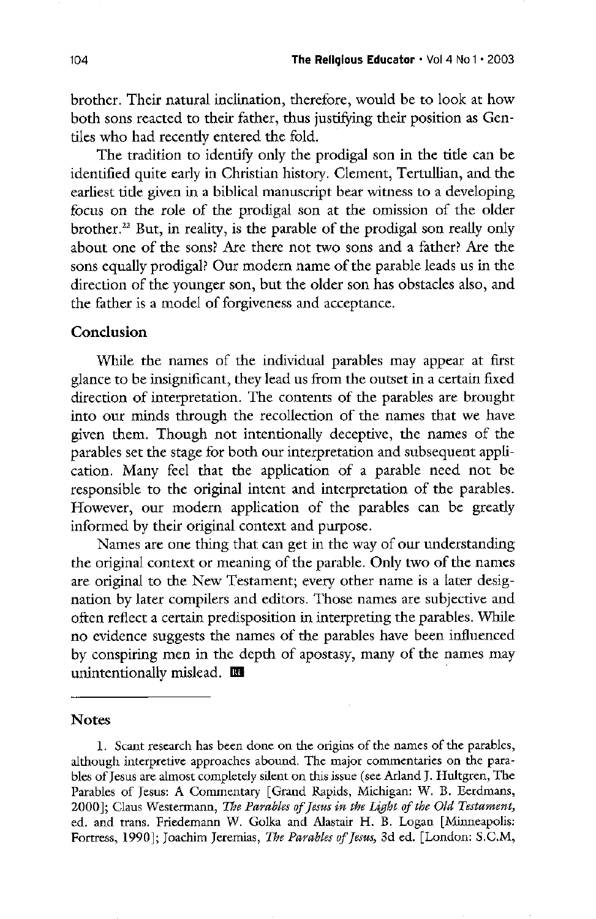brother. Their natural inclination, therefore, would be to look at how both sons reacted to their father, thus justifying their position as Gentiles who had recently entered the fold.

The tradition to identify only the prodigal son in the title can be identified quite early in Christian history. Clement, Tertullian, and the earliest title given in a biblical manuscript bear witness to a developing focus on the role of the prodigal son at the omission of the older brother.[22] But, in reality, is the parable of the prodigal son really only about one of the sons? Are there not two sons and a father? Are the sons equally prodigal? Our modern name of the parable leads us in the direction of the younger son, but the older son has obstacles also, and the father is a model of forgiveness and acceptance.

## Conclusion

While the names of the individual parables may appear at first glance to be insignificant, they lead us from the outset in a certain fixed direction of interpretation. The contents of the parables are brought into our minds through the recollection of the names that we have given them. Though not intentionally deceptive, the names of the parables set the stage for both our interpretation and subsequent application. Many feel that the application of a parable need not be responsible to the original intent and interpretation of the parables. However, our modern application of the parables can be greatly informed by their original context and purpose.

Names are one thing that can get in the way of our understanding the original context or meaning of the parable. Only two of the names are original to the New Testament; every other name is a later designation by later compilers and editors. Those names are subjective and often reflect a certain predisposition in interpreting the parables. While no evidence suggests the names of the parables have been influenced by conspiring men in the depth of apostasy, many of the names may unintentionally mislead.

## Notes

1. Scant research has been done on the origins of the names of the parables, although interpretive approaches abound. The major commentaries on the parables of Jesus are almost completely silent on this issue (see Arland J. Hultgren, The Parables of Jesus: A Commentary [Grand Rapids, Michigan: W. B. Eerdmans, 2000]; Claus Westermann, *The Parables of Jesus in the Light of the Old Testament*, ed. and trans. Friedemann W. Golka and Alastair H. B. Logan [Minneapolis: Fortress, 1990]; Joachim Jeremias, *The Parables of Jesus*, 3d ed. [London: S.C.M.,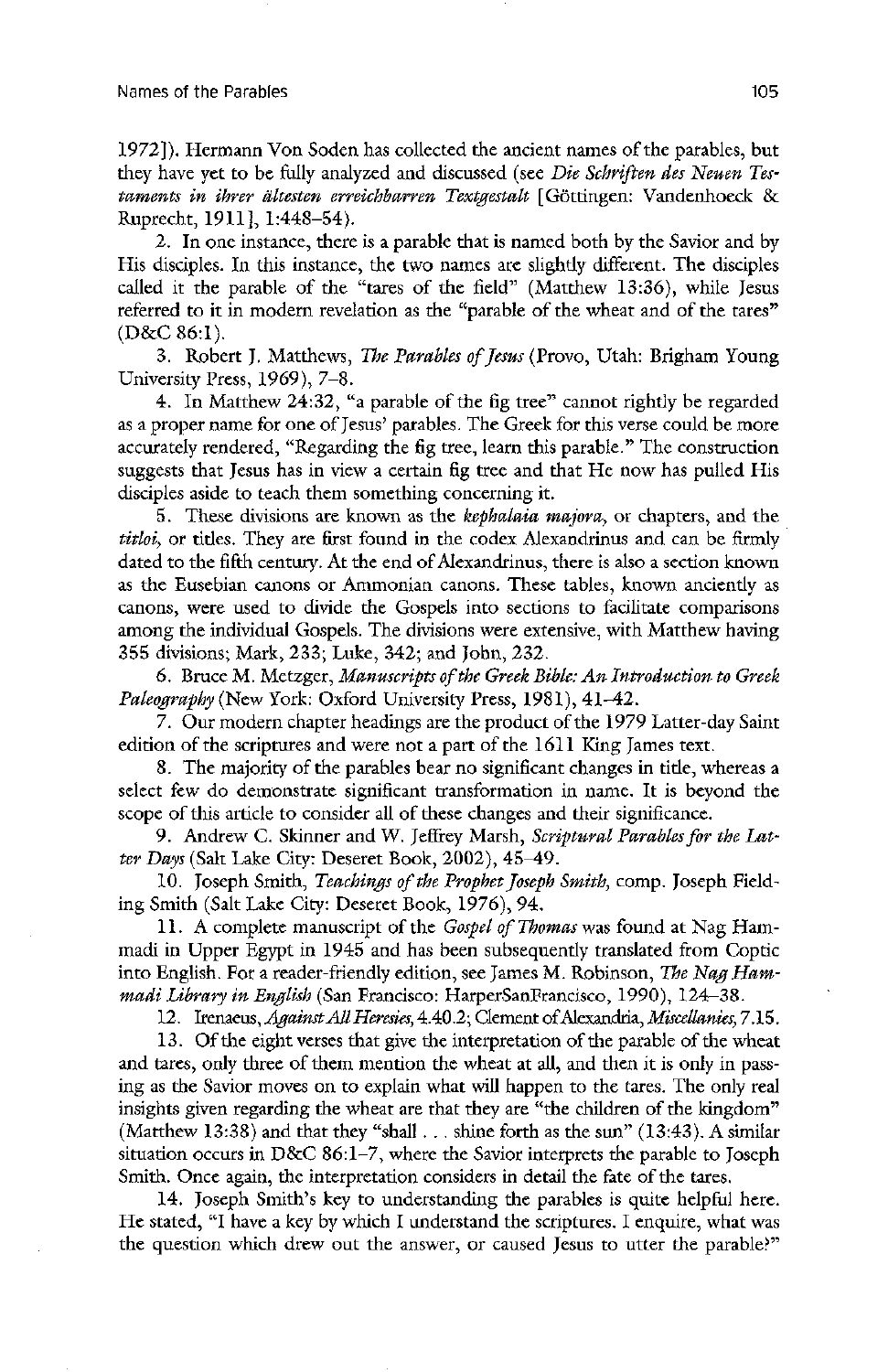1972]). Hermann Von Soden has collected the ancient names of the parables, but they have yet to be fully analyzed and discussed (see *Die Schriften des Neuen Testaments in ihrer ältesten erreichbarren Textgestalt* [Göttingen: Vandenhoeck & Ruprecht, 1911], 1:448–54).

2. In one instance, there is a parable that is named both by the Savior and by His disciples. In this instance, the two names are slightly different. The disciples called it the parable of the "tares of the field" (Matthew 13:36), while Jesus referred to it in modern revelation as the "parable of the wheat and of the tares" (D&C 86:1).

3. Robert J. Matthews, *The Parables of Jesus* (Provo, Utah: Brigham Young University Press, 1969), 7–8.

4. In Matthew 24:32, "a parable of the fig tree" cannot rightly be regarded as a proper name for one of Jesus' parables. The Greek for this verse could be more accurately rendered, "Regarding the fig tree, learn this parable." The construction suggests that Jesus has in view a certain fig tree and that He now has pulled His disciples aside to teach them something concerning it.

5. These divisions are known as the *kephalaia majora*, or chapters, and the *titloi*, or titles. They are first found in the codex Alexandrinus and can be firmly dated to the fifth century. At the end of Alexandrinus, there is also a section known as the Eusebian canons or Ammonian canons. These tables, known anciently as canons, were used to divide the Gospels into sections to facilitate comparisons among the individual Gospels. The divisions were extensive, with Matthew having 355 divisions; Mark, 233; Luke, 342; and John, 232.

6. Bruce M. Metzger, *Manuscripts of the Greek Bible: An Introduction to Greek Paleography* (New York: Oxford University Press, 1981), 41–42.

7. Our modern chapter headings are the product of the 1979 Latter-day Saint edition of the scriptures and were not a part of the 1611 King James text.

8. The majority of the parables bear no significant changes in title, whereas a select few do demonstrate significant transformation in name. It is beyond the scope of this article to consider all of these changes and their significance.

9. Andrew C. Skinner and W. Jeffrey Marsh, *Scriptural Parables for the Latter Days* (Salt Lake City: Deseret Book, 2002), 45–49.

10. Joseph Smith, *Teachings of the Prophet Joseph Smith*, comp. Joseph Fielding Smith (Salt Lake City: Deseret Book, 1976), 94.

11. A complete manuscript of the *Gospel of Thomas* was found at Nag Hammadi in Upper Egypt in 1945 and has been subsequently translated from Coptic into English. For a reader-friendly edition, see James M. Robinson, *The Nag Hammadi Library in English* (San Francisco: HarperSanFrancisco, 1990), 124–38.

12. Irenaeus, *Against All Heresies*, 4.40.2; Clement of Alexandria, *Miscellanies*, 7.15.

13. Of the eight verses that give the interpretation of the parable of the wheat and tares, only three of them mention the wheat at all, and then it is only in passing as the Savior moves on to explain what will happen to the tares. The only real insights given regarding the wheat are that they are "the children of the kingdom" (Matthew 13:38) and that they "shall . . . shine forth as the sun" (13:43). A similar situation occurs in D&C 86:1–7, where the Savior interprets the parable to Joseph Smith. Once again, the interpretation considers in detail the fate of the tares.

14. Joseph Smith's key to understanding the parables is quite helpful here. He stated, "I have a key by which I understand the scriptures. I enquire, what was the question which drew out the answer, or caused Jesus to utter the parable?"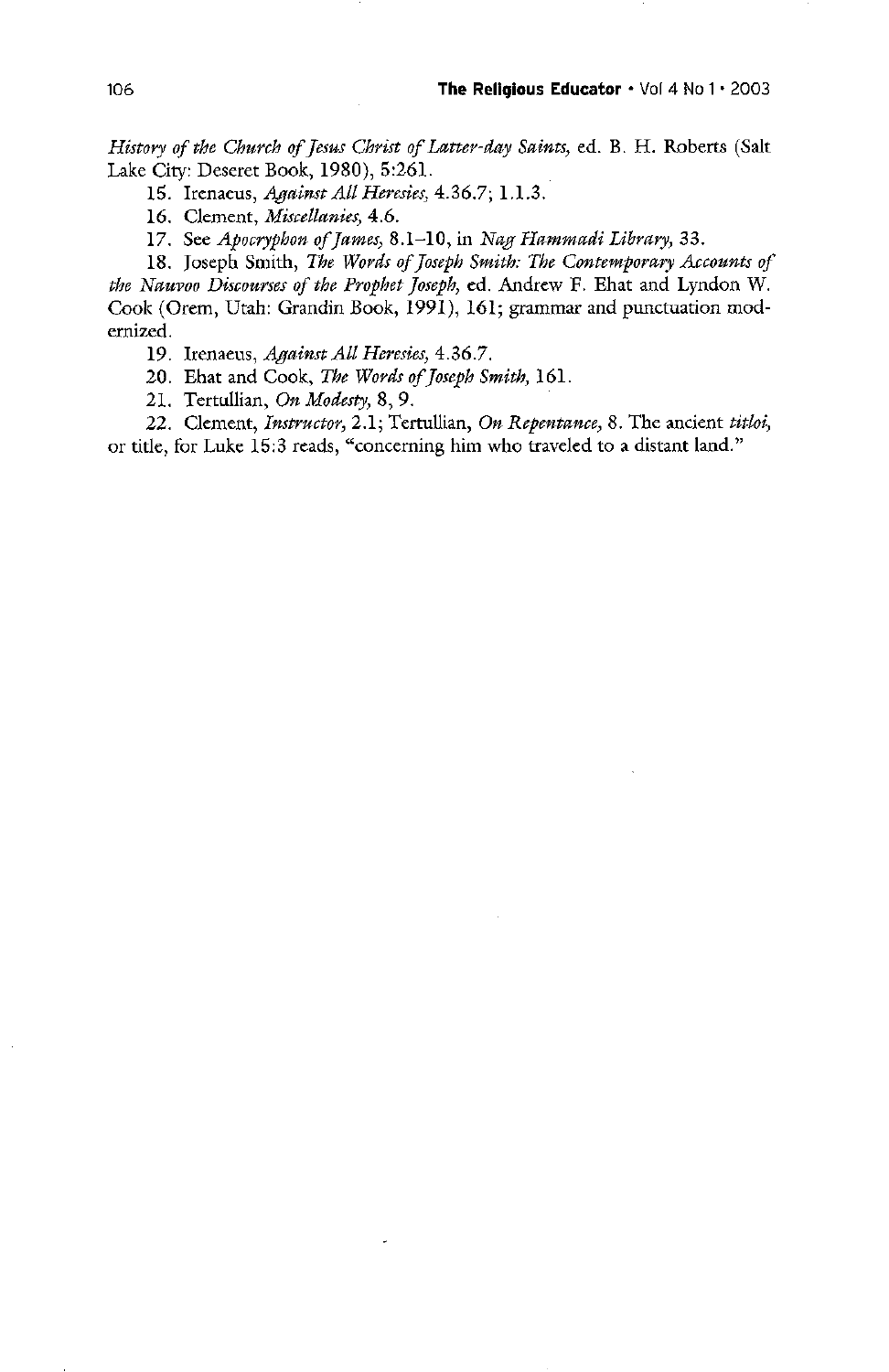*History of the Church of Jesus Christ of Latter-day Saints,* ed. B. H. Roberts (Salt Lake City: Deseret Book, 1980), 5:261.

15. Irenaeus, *Against All Heresies,* 4.36.7; 1.1.3.

16. Clement, *Miscellanies,* 4.6.

17. See *Apocryphon of James,* 8.1–10, in *Nag Hammadi Library,* 33.

18. Joseph Smith, *The Words of Joseph Smith: The Contemporary Accounts of the Nauvoo Discourses of the Prophet Joseph,* ed. Andrew F. Ehat and Lyndon W. Cook (Orem, Utah: Grandin Book, 1991), 161; grammar and punctuation modernized.

19. Irenaeus, *Against All Heresies,* 4.36.7.

20. Ehat and Cook, *The Words of Joseph Smith,* 161.

21. Tertullian, *On Modesty,* 8, 9.

22. Clement, *Instructor,* 2.1; Tertullian, *On Repentance,* 8. The ancient *titloi,* or title, for Luke 15:3 reads, "concerning him who traveled to a distant land."